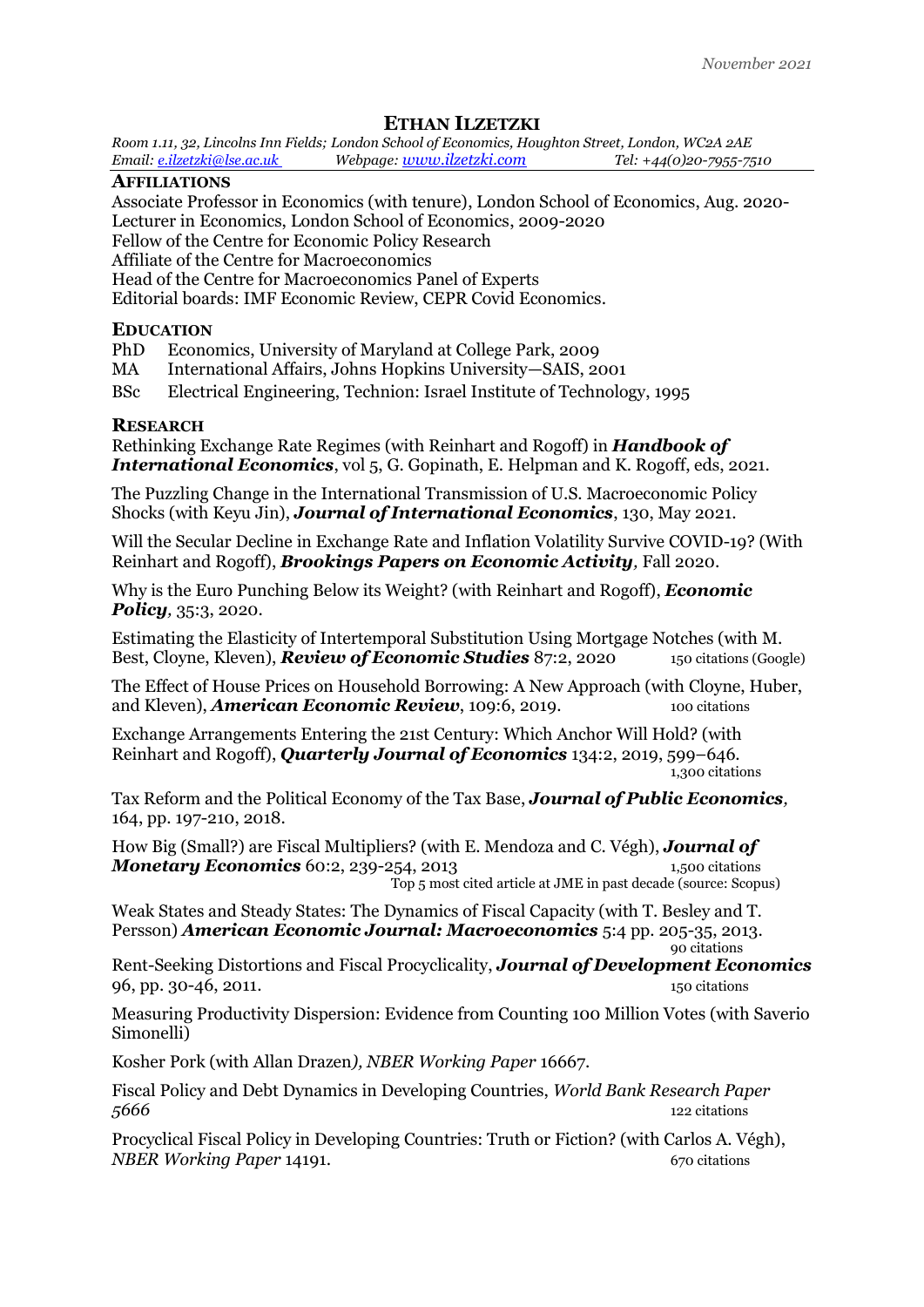*November 2021*

# ETHAN ILZETZKI

*Room 1.11, 32, Lincolns Inn Fields; London School of Economics, Houghton Street, London, WC2A 2AE*
*Email: e.ilzetzki@lse.ac.uk* *Webpage: www.ilzetzki.com* *Tel: +44(0)20-7955-7510*

## AFFILIATIONS

Associate Professor in Economics (with tenure), London School of Economics, Aug. 2020-
Lecturer in Economics, London School of Economics, 2009-2020
Fellow of the Centre for Economic Policy Research
Affiliate of the Centre for Macroeconomics
Head of the Centre for Macroeconomics Panel of Experts
Editorial boards: IMF Economic Review, CEPR Covid Economics.

## EDUCATION

PhD Economics, University of Maryland at College Park, 2009
MA International Affairs, Johns Hopkins University—SAIS, 2001
BSc Electrical Engineering, Technion: Israel Institute of Technology, 1995

## RESEARCH

Rethinking Exchange Rate Regimes (with Reinhart and Rogoff) in ***Handbook of International Economics***, vol 5, G. Gopinath, E. Helpman and K. Rogoff, eds, 2021.

The Puzzling Change in the International Transmission of U.S. Macroeconomic Policy Shocks (with Keyu Jin), ***Journal of International Economics***, 130, May 2021.

Will the Secular Decline in Exchange Rate and Inflation Volatility Survive COVID-19? (With Reinhart and Rogoff), ***Brookings Papers on Economic Activity***, Fall 2020.

Why is the Euro Punching Below its Weight? (with Reinhart and Rogoff), ***Economic Policy***, 35:3, 2020.

Estimating the Elasticity of Intertemporal Substitution Using Mortgage Notches (with M. Best, Cloyne, Kleven), ***Review of Economic Studies*** 87:2, 2020 — 150 citations (Google)

The Effect of House Prices on Household Borrowing: A New Approach (with Cloyne, Huber, and Kleven), ***American Economic Review***, 109:6, 2019. — 100 citations

Exchange Arrangements Entering the 21st Century: Which Anchor Will Hold? (with Reinhart and Rogoff), ***Quarterly Journal of Economics*** 134:2, 2019, 599–646. — 1,300 citations

Tax Reform and the Political Economy of the Tax Base, ***Journal of Public Economics***, 164, pp. 197-210, 2018.

How Big (Small?) are Fiscal Multipliers? (with E. Mendoza and C. Végh), ***Journal of Monetary Economics*** 60:2, 239-254, 2013 — 1,500 citations
Top 5 most cited article at JME in past decade (source: Scopus)

Weak States and Steady States: The Dynamics of Fiscal Capacity (with T. Besley and T. Persson) ***American Economic Journal: Macroeconomics*** 5:4 pp. 205-35, 2013. — 90 citations

Rent-Seeking Distortions and Fiscal Procyclicality, ***Journal of Development Economics*** 96, pp. 30-46, 2011. — 150 citations

Measuring Productivity Dispersion: Evidence from Counting 100 Million Votes (with Saverio Simonelli)

Kosher Pork (with Allan Drazen), *NBER Working Paper* 16667.

Fiscal Policy and Debt Dynamics in Developing Countries, *World Bank Research Paper 5666* — 122 citations

Procyclical Fiscal Policy in Developing Countries: Truth or Fiction? (with Carlos A. Végh), *NBER Working Paper* 14191. — 670 citations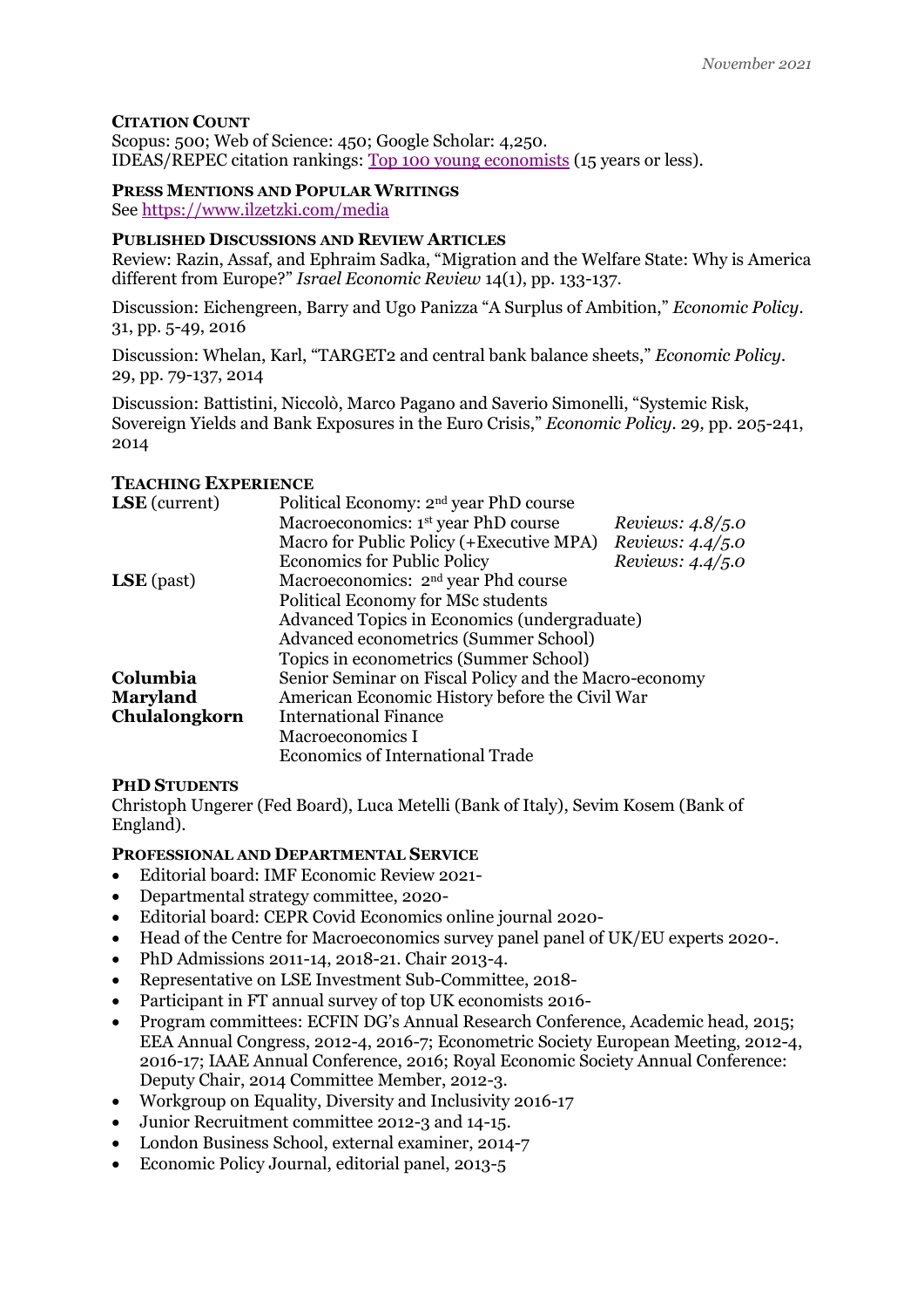*November 2021*

**CITATION COUNT**

Scopus: 500; Web of Science: 450; Google Scholar: 4,250.
IDEAS/REPEC citation rankings: [Top 100 young economists](#) (15 years or less).

**PRESS MENTIONS AND POPULAR WRITINGS**

See https://www.ilzetzki.com/media

**PUBLISHED DISCUSSIONS AND REVIEW ARTICLES**

Review: Razin, Assaf, and Ephraim Sadka, "Migration and the Welfare State: Why is America different from Europe?" *Israel Economic Review* 14(1), pp. 133-137.

Discussion: Eichengreen, Barry and Ugo Panizza "A Surplus of Ambition," *Economic Policy*. 31, pp. 5-49, 2016

Discussion: Whelan, Karl, "TARGET2 and central bank balance sheets," *Economic Policy*. 29, pp. 79-137, 2014

Discussion: Battistini, Niccolò, Marco Pagano and Saverio Simonelli, "Systemic Risk, Sovereign Yields and Bank Exposures in the Euro Crisis," *Economic Policy*. 29, pp. 205-241, 2014

**TEACHING EXPERIENCE**

| | | |
|---|---|---|
| **LSE** (current) | Political Economy: 2nd year PhD course | |
| | Macroeconomics: 1st year PhD course | *Reviews: 4.8/5.0* |
| | Macro for Public Policy (+Executive MPA) | *Reviews: 4.4/5.0* |
| | Economics for Public Policy | *Reviews: 4.4/5.0* |
| **LSE** (past) | Macroeconomics: 2nd year Phd course | |
| | Political Economy for MSc students | |
| | Advanced Topics in Economics (undergraduate) | |
| | Advanced econometrics (Summer School) | |
| | Topics in econometrics (Summer School) | |
| **Columbia** | Senior Seminar on Fiscal Policy and the Macro-economy | |
| **Maryland** | American Economic History before the Civil War | |
| **Chulalongkorn** | International Finance | |
| | Macroeconomics I | |
| | Economics of International Trade | |

**PHD STUDENTS**

Christoph Ungerer (Fed Board), Luca Metelli (Bank of Italy), Sevim Kosem (Bank of England).

**PROFESSIONAL AND DEPARTMENTAL SERVICE**

- Editorial board: IMF Economic Review 2021-
- Departmental strategy committee, 2020-
- Editorial board: CEPR Covid Economics online journal 2020-
- Head of the Centre for Macroeconomics survey panel panel of UK/EU experts 2020-.
- PhD Admissions 2011-14, 2018-21. Chair 2013-4.
- Representative on LSE Investment Sub-Committee, 2018-
- Participant in FT annual survey of top UK economists 2016-
- Program committees: ECFIN DG's Annual Research Conference, Academic head, 2015; EEA Annual Congress, 2012-4, 2016-7; Econometric Society European Meeting, 2012-4, 2016-17; IAAE Annual Conference, 2016; Royal Economic Society Annual Conference: Deputy Chair, 2014 Committee Member, 2012-3.
- Workgroup on Equality, Diversity and Inclusivity 2016-17
- Junior Recruitment committee 2012-3 and 14-15.
- London Business School, external examiner, 2014-7
- Economic Policy Journal, editorial panel, 2013-5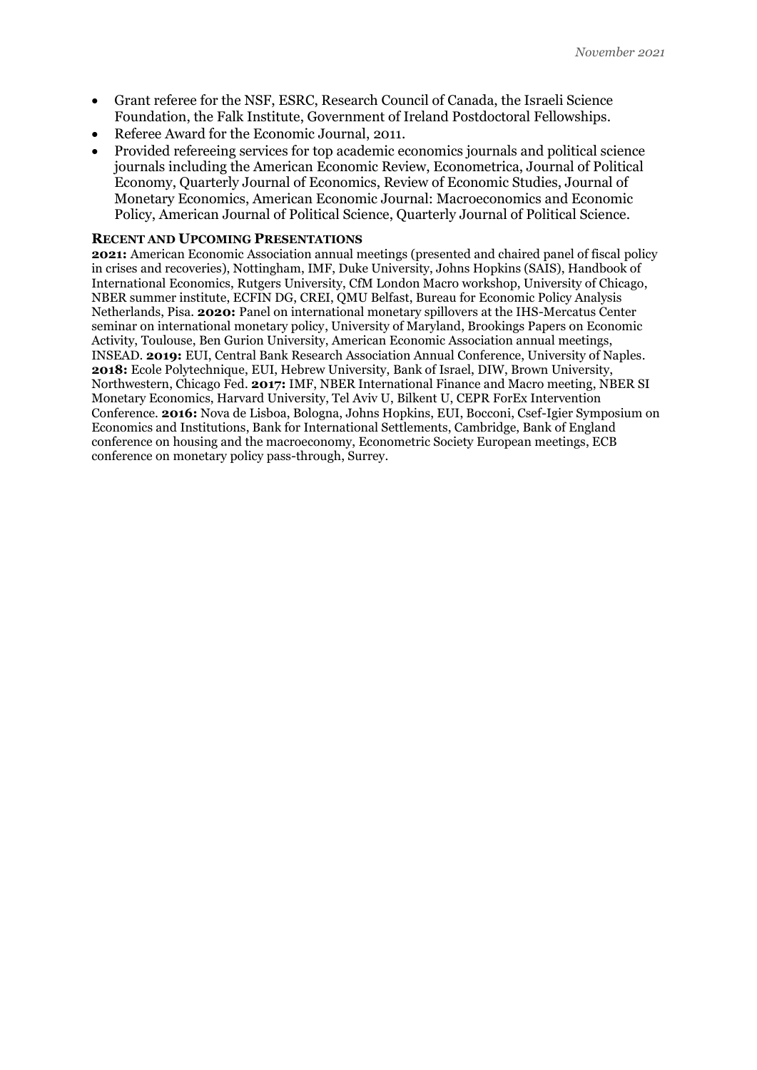- Grant referee for the NSF, ESRC, Research Council of Canada, the Israeli Science Foundation, the Falk Institute, Government of Ireland Postdoctoral Fellowships.
- Referee Award for the Economic Journal, 2011.
- Provided refereeing services for top academic economics journals and political science journals including the American Economic Review, Econometrica, Journal of Political Economy, Quarterly Journal of Economics, Review of Economic Studies, Journal of Monetary Economics, American Economic Journal: Macroeconomics and Economic Policy, American Journal of Political Science, Quarterly Journal of Political Science.

### RECENT AND UPCOMING PRESENTATIONS

**2021:** American Economic Association annual meetings (presented and chaired panel of fiscal policy in crises and recoveries), Nottingham, IMF, Duke University, Johns Hopkins (SAIS), Handbook of International Economics, Rutgers University, CfM London Macro workshop, University of Chicago, NBER summer institute, ECFIN DG, CREI, QMU Belfast, Bureau for Economic Policy Analysis Netherlands, Pisa. **2020:** Panel on international monetary spillovers at the IHS-Mercatus Center seminar on international monetary policy, University of Maryland, Brookings Papers on Economic Activity, Toulouse, Ben Gurion University, American Economic Association annual meetings, INSEAD. **2019:** EUI, Central Bank Research Association Annual Conference, University of Naples. **2018:** Ecole Polytechnique, EUI, Hebrew University, Bank of Israel, DIW, Brown University, Northwestern, Chicago Fed. **2017:** IMF, NBER International Finance and Macro meeting, NBER SI Monetary Economics, Harvard University, Tel Aviv U, Bilkent U, CEPR ForEx Intervention Conference. **2016:** Nova de Lisboa, Bologna, Johns Hopkins, EUI, Bocconi, Csef-Igier Symposium on Economics and Institutions, Bank for International Settlements, Cambridge, Bank of England conference on housing and the macroeconomy, Econometric Society European meetings, ECB conference on monetary policy pass-through, Surrey.